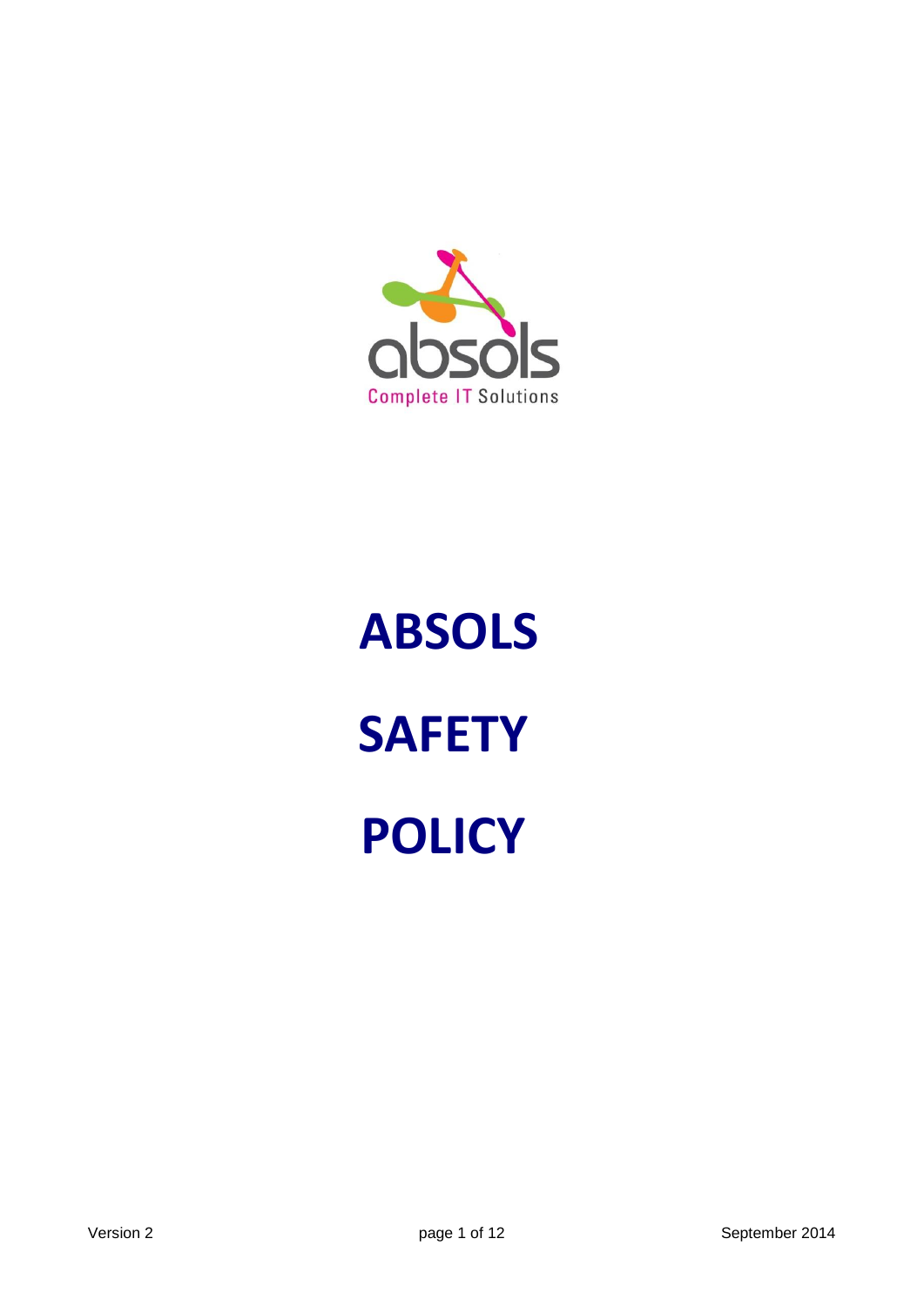absols

Complete IT Solutions

# ABSOLS

# SAFETY

# POLICY

Version 2 September 2014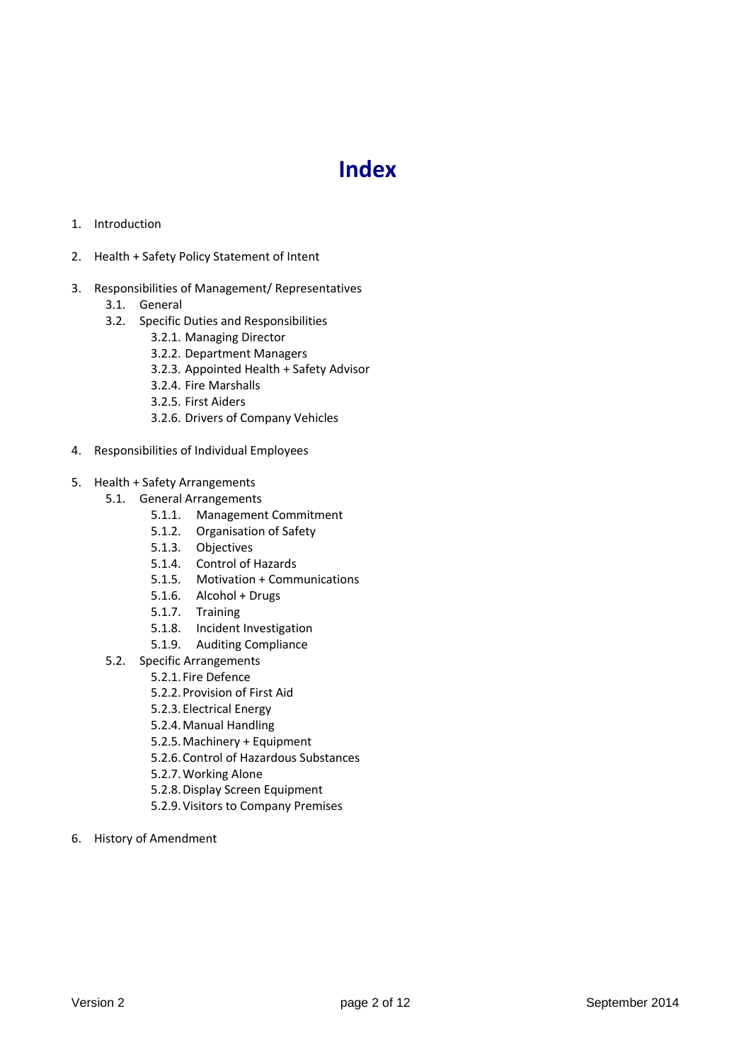# Index

1. Introduction

2. Health + Safety Policy Statement of Intent

3. Responsibilities of Management/ Representatives
    - 3.1. General
    - 3.2. Specific Duties and Responsibilities
        - 3.2.1. Managing Director
        - 3.2.2. Department Managers
        - 3.2.3. Appointed Health + Safety Advisor
        - 3.2.4. Fire Marshalls
        - 3.2.5. First Aiders
        - 3.2.6. Drivers of Company Vehicles

4. Responsibilities of Individual Employees

5. Health + Safety Arrangements
    - 5.1. General Arrangements
        - 5.1.1. Management Commitment
        - 5.1.2. Organisation of Safety
        - 5.1.3. Objectives
        - 5.1.4. Control of Hazards
        - 5.1.5. Motivation + Communications
        - 5.1.6. Alcohol + Drugs
        - 5.1.7. Training
        - 5.1.8. Incident Investigation
        - 5.1.9. Auditing Compliance
    - 5.2. Specific Arrangements
        - 5.2.1. Fire Defence
        - 5.2.2. Provision of First Aid
        - 5.2.3. Electrical Energy
        - 5.2.4. Manual Handling
        - 5.2.5. Machinery + Equipment
        - 5.2.6. Control of Hazardous Substances
        - 5.2.7. Working Alone
        - 5.2.8. Display Screen Equipment
        - 5.2.9. Visitors to Company Premises

6. History of Amendment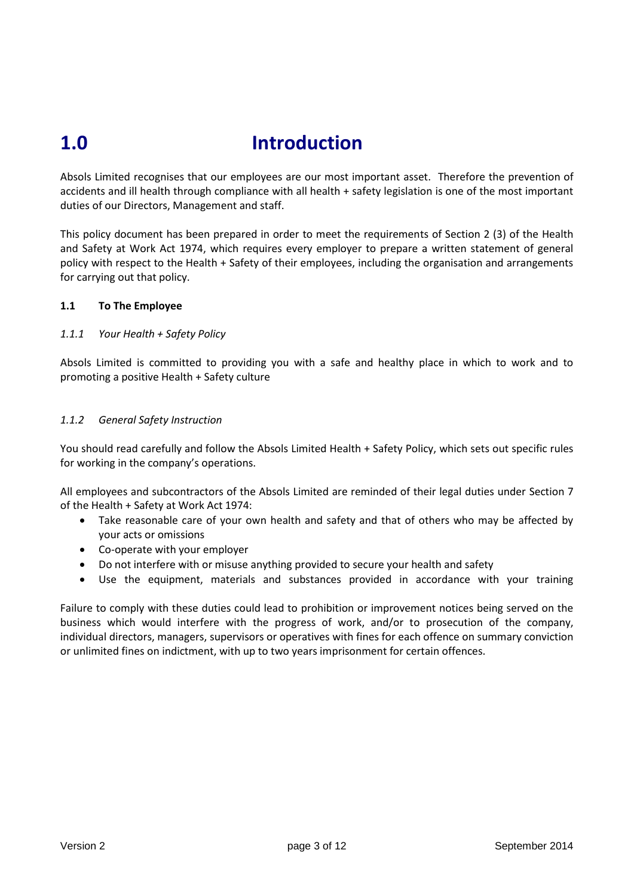# 1.0 Introduction

Absols Limited recognises that our employees are our most important asset. Therefore the prevention of accidents and ill health through compliance with all health + safety legislation is one of the most important duties of our Directors, Management and staff.

This policy document has been prepared in order to meet the requirements of Section 2 (3) of the Health and Safety at Work Act 1974, which requires every employer to prepare a written statement of general policy with respect to the Health + Safety of their employees, including the organisation and arrangements for carrying out that policy.

### 1.1 To The Employee

#### *1.1.1 Your Health + Safety Policy*

Absols Limited is committed to providing you with a safe and healthy place in which to work and to promoting a positive Health + Safety culture

#### *1.1.2 General Safety Instruction*

You should read carefully and follow the Absols Limited Health + Safety Policy, which sets out specific rules for working in the company's operations.

All employees and subcontractors of the Absols Limited are reminded of their legal duties under Section 7 of the Health + Safety at Work Act 1974:

- Take reasonable care of your own health and safety and that of others who may be affected by your acts or omissions
- Co-operate with your employer
- Do not interfere with or misuse anything provided to secure your health and safety
- Use the equipment, materials and substances provided in accordance with your training

Failure to comply with these duties could lead to prohibition or improvement notices being served on the business which would interfere with the progress of work, and/or to prosecution of the company, individual directors, managers, supervisors or operatives with fines for each offence on summary conviction or unlimited fines on indictment, with up to two years imprisonment for certain offences.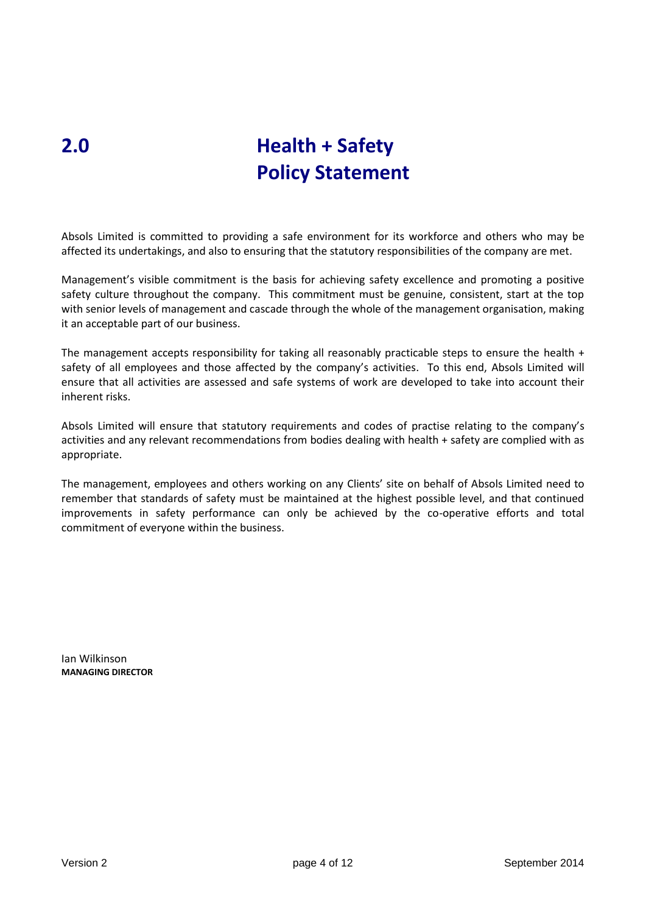# 2.0 Health + Safety Policy Statement

Absols Limited is committed to providing a safe environment for its workforce and others who may be affected its undertakings, and also to ensuring that the statutory responsibilities of the company are met.

Management's visible commitment is the basis for achieving safety excellence and promoting a positive safety culture throughout the company. This commitment must be genuine, consistent, start at the top with senior levels of management and cascade through the whole of the management organisation, making it an acceptable part of our business.

The management accepts responsibility for taking all reasonably practicable steps to ensure the health + safety of all employees and those affected by the company's activities. To this end, Absols Limited will ensure that all activities are assessed and safe systems of work are developed to take into account their inherent risks.

Absols Limited will ensure that statutory requirements and codes of practise relating to the company's activities and any relevant recommendations from bodies dealing with health + safety are complied with as appropriate.

The management, employees and others working on any Clients' site on behalf of Absols Limited need to remember that standards of safety must be maintained at the highest possible level, and that continued improvements in safety performance can only be achieved by the co-operative efforts and total commitment of everyone within the business.

Ian Wilkinson
**MANAGING DIRECTOR**

Version 2 | September 2014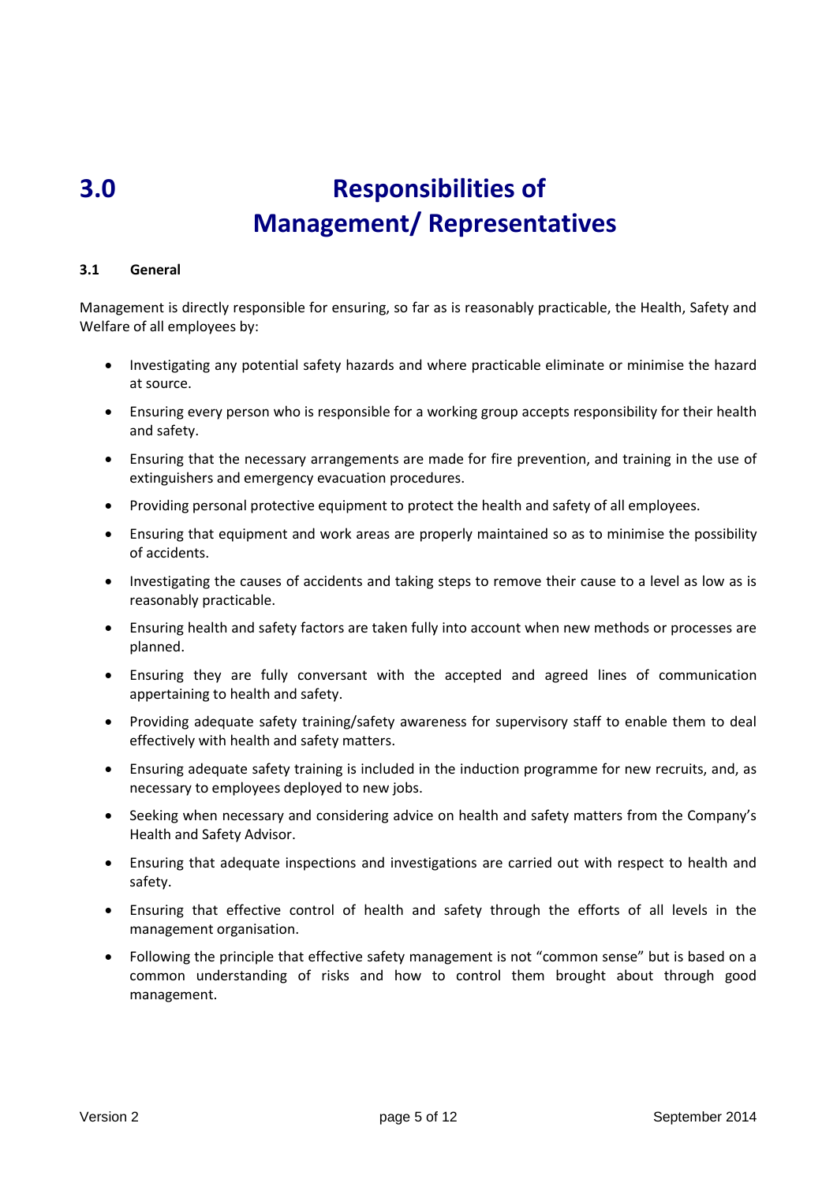# 3.0 Responsibilities of Management/ Representatives

### 3.1 General

Management is directly responsible for ensuring, so far as is reasonably practicable, the Health, Safety and Welfare of all employees by:

- Investigating any potential safety hazards and where practicable eliminate or minimise the hazard at source.
- Ensuring every person who is responsible for a working group accepts responsibility for their health and safety.
- Ensuring that the necessary arrangements are made for fire prevention, and training in the use of extinguishers and emergency evacuation procedures.
- Providing personal protective equipment to protect the health and safety of all employees.
- Ensuring that equipment and work areas are properly maintained so as to minimise the possibility of accidents.
- Investigating the causes of accidents and taking steps to remove their cause to a level as low as is reasonably practicable.
- Ensuring health and safety factors are taken fully into account when new methods or processes are planned.
- Ensuring they are fully conversant with the accepted and agreed lines of communication appertaining to health and safety.
- Providing adequate safety training/safety awareness for supervisory staff to enable them to deal effectively with health and safety matters.
- Ensuring adequate safety training is included in the induction programme for new recruits, and, as necessary to employees deployed to new jobs.
- Seeking when necessary and considering advice on health and safety matters from the Company's Health and Safety Advisor.
- Ensuring that adequate inspections and investigations are carried out with respect to health and safety.
- Ensuring that effective control of health and safety through the efforts of all levels in the management organisation.
- Following the principle that effective safety management is not "common sense" but is based on a common understanding of risks and how to control them brought about through good management.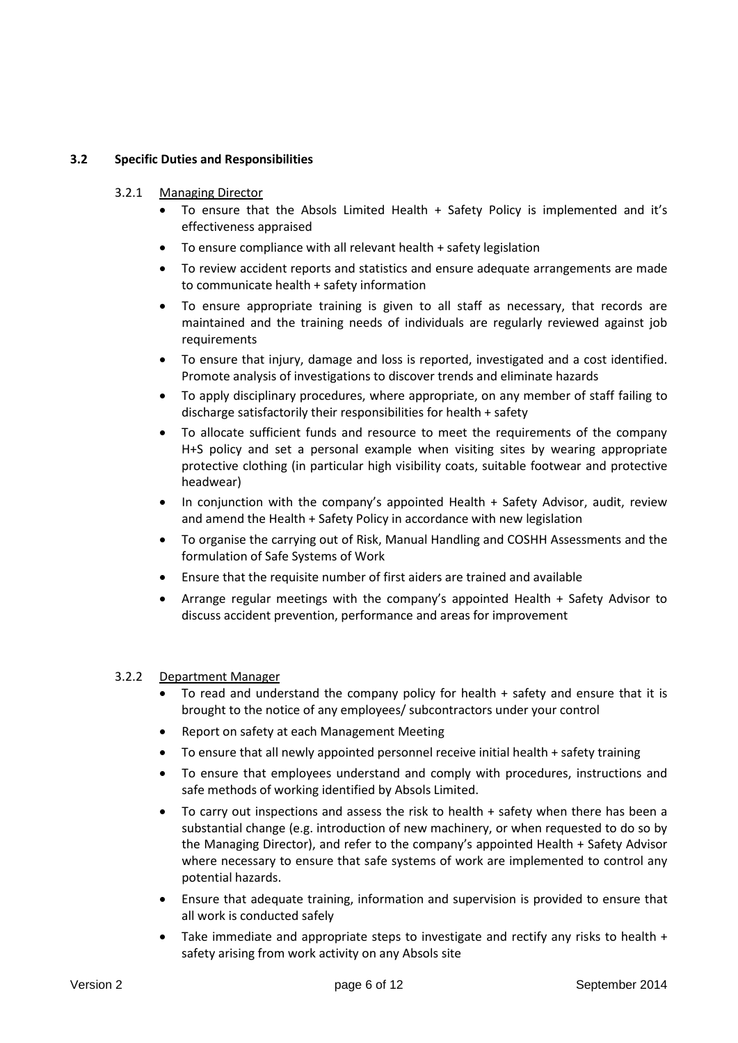## 3.2 Specific Duties and Responsibilities

### 3.2.1 Managing Director

- To ensure that the Absols Limited Health + Safety Policy is implemented and it's effectiveness appraised
- To ensure compliance with all relevant health + safety legislation
- To review accident reports and statistics and ensure adequate arrangements are made to communicate health + safety information
- To ensure appropriate training is given to all staff as necessary, that records are maintained and the training needs of individuals are regularly reviewed against job requirements
- To ensure that injury, damage and loss is reported, investigated and a cost identified. Promote analysis of investigations to discover trends and eliminate hazards
- To apply disciplinary procedures, where appropriate, on any member of staff failing to discharge satisfactorily their responsibilities for health + safety
- To allocate sufficient funds and resource to meet the requirements of the company H+S policy and set a personal example when visiting sites by wearing appropriate protective clothing (in particular high visibility coats, suitable footwear and protective headwear)
- In conjunction with the company's appointed Health + Safety Advisor, audit, review and amend the Health + Safety Policy in accordance with new legislation
- To organise the carrying out of Risk, Manual Handling and COSHH Assessments and the formulation of Safe Systems of Work
- Ensure that the requisite number of first aiders are trained and available
- Arrange regular meetings with the company's appointed Health + Safety Advisor to discuss accident prevention, performance and areas for improvement

### 3.2.2 Department Manager

- To read and understand the company policy for health + safety and ensure that it is brought to the notice of any employees/ subcontractors under your control
- Report on safety at each Management Meeting
- To ensure that all newly appointed personnel receive initial health + safety training
- To ensure that employees understand and comply with procedures, instructions and safe methods of working identified by Absols Limited.
- To carry out inspections and assess the risk to health + safety when there has been a substantial change (e.g. introduction of new machinery, or when requested to do so by the Managing Director), and refer to the company's appointed Health + Safety Advisor where necessary to ensure that safe systems of work are implemented to control any potential hazards.
- Ensure that adequate training, information and supervision is provided to ensure that all work is conducted safely
- Take immediate and appropriate steps to investigate and rectify any risks to health + safety arising from work activity on any Absols site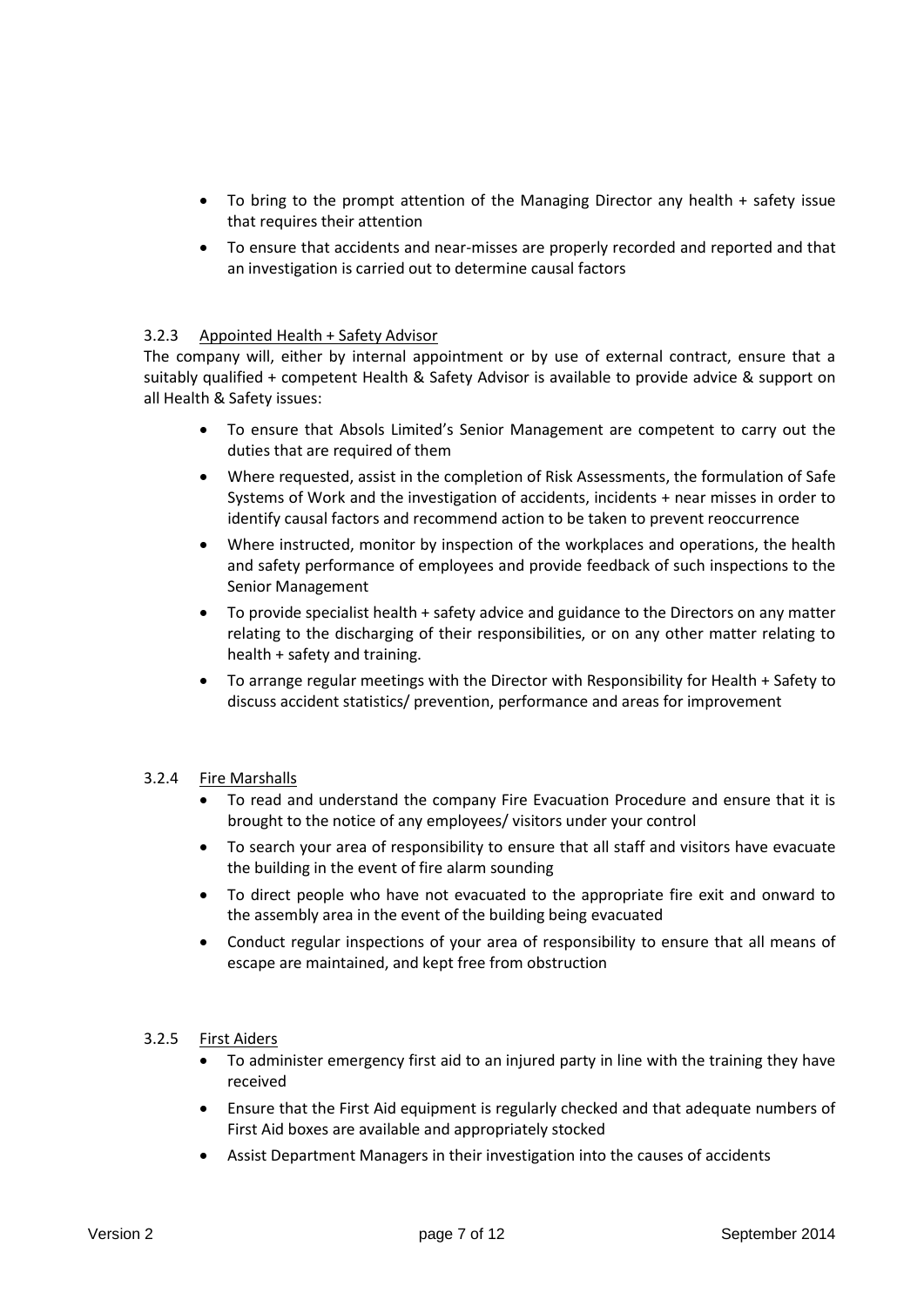- To bring to the prompt attention of the Managing Director any health + safety issue that requires their attention
- To ensure that accidents and near-misses are properly recorded and reported and that an investigation is carried out to determine causal factors

#### 3.2.3 Appointed Health + Safety Advisor

The company will, either by internal appointment or by use of external contract, ensure that a suitably qualified + competent Health & Safety Advisor is available to provide advice & support on all Health & Safety issues:

- To ensure that Absols Limited's Senior Management are competent to carry out the duties that are required of them
- Where requested, assist in the completion of Risk Assessments, the formulation of Safe Systems of Work and the investigation of accidents, incidents + near misses in order to identify causal factors and recommend action to be taken to prevent reoccurrence
- Where instructed, monitor by inspection of the workplaces and operations, the health and safety performance of employees and provide feedback of such inspections to the Senior Management
- To provide specialist health + safety advice and guidance to the Directors on any matter relating to the discharging of their responsibilities, or on any other matter relating to health + safety and training.
- To arrange regular meetings with the Director with Responsibility for Health + Safety to discuss accident statistics/ prevention, performance and areas for improvement

#### 3.2.4 Fire Marshalls

- To read and understand the company Fire Evacuation Procedure and ensure that it is brought to the notice of any employees/ visitors under your control
- To search your area of responsibility to ensure that all staff and visitors have evacuate the building in the event of fire alarm sounding
- To direct people who have not evacuated to the appropriate fire exit and onward to the assembly area in the event of the building being evacuated
- Conduct regular inspections of your area of responsibility to ensure that all means of escape are maintained, and kept free from obstruction

#### 3.2.5 First Aiders

- To administer emergency first aid to an injured party in line with the training they have received
- Ensure that the First Aid equipment is regularly checked and that adequate numbers of First Aid boxes are available and appropriately stocked
- Assist Department Managers in their investigation into the causes of accidents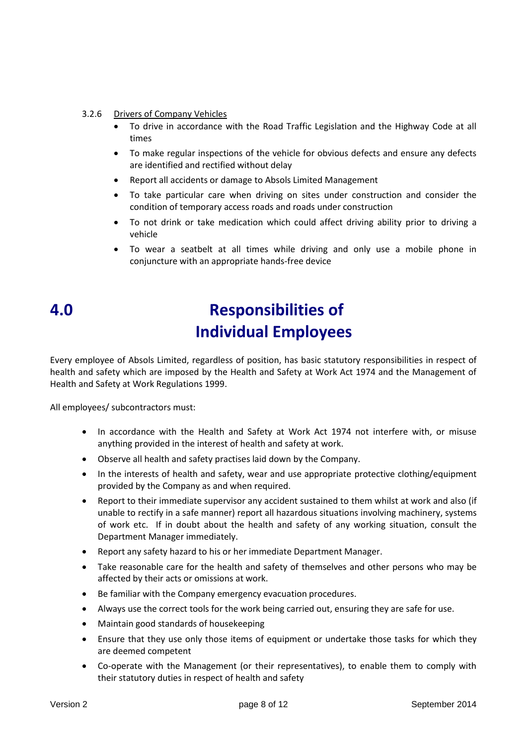#### 3.2.6 Drivers of Company Vehicles

- To drive in accordance with the Road Traffic Legislation and the Highway Code at all times
- To make regular inspections of the vehicle for obvious defects and ensure any defects are identified and rectified without delay
- Report all accidents or damage to Absols Limited Management
- To take particular care when driving on sites under construction and consider the condition of temporary access roads and roads under construction
- To not drink or take medication which could affect driving ability prior to driving a vehicle
- To wear a seatbelt at all times while driving and only use a mobile phone in conjuncture with an appropriate hands-free device

# 4.0 Responsibilities of Individual Employees

Every employee of Absols Limited, regardless of position, has basic statutory responsibilities in respect of health and safety which are imposed by the Health and Safety at Work Act 1974 and the Management of Health and Safety at Work Regulations 1999.

All employees/ subcontractors must:

- In accordance with the Health and Safety at Work Act 1974 not interfere with, or misuse anything provided in the interest of health and safety at work.
- Observe all health and safety practises laid down by the Company.
- In the interests of health and safety, wear and use appropriate protective clothing/equipment provided by the Company as and when required.
- Report to their immediate supervisor any accident sustained to them whilst at work and also (if unable to rectify in a safe manner) report all hazardous situations involving machinery, systems of work etc. If in doubt about the health and safety of any working situation, consult the Department Manager immediately.
- Report any safety hazard to his or her immediate Department Manager.
- Take reasonable care for the health and safety of themselves and other persons who may be affected by their acts or omissions at work.
- Be familiar with the Company emergency evacuation procedures.
- Always use the correct tools for the work being carried out, ensuring they are safe for use.
- Maintain good standards of housekeeping
- Ensure that they use only those items of equipment or undertake those tasks for which they are deemed competent
- Co-operate with the Management (or their representatives), to enable them to comply with their statutory duties in respect of health and safety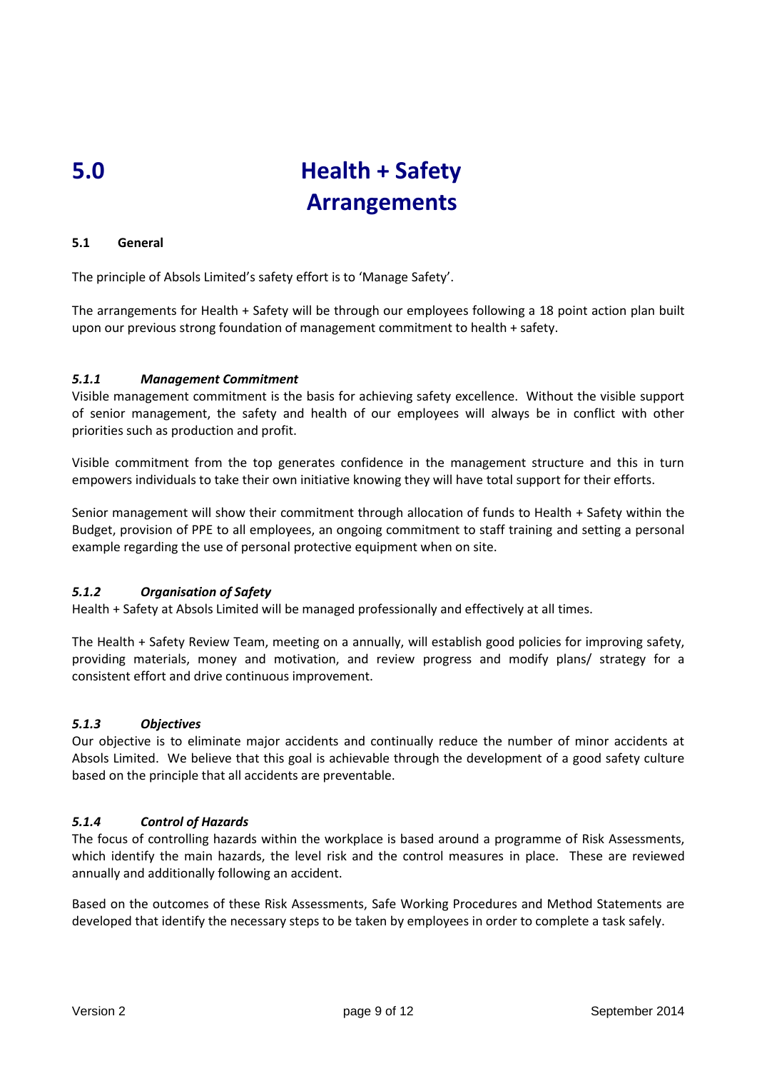# 5.0 Health + Safety Arrangements

### 5.1 General

The principle of Absols Limited's safety effort is to 'Manage Safety'.

The arrangements for Health + Safety will be through our employees following a 18 point action plan built upon our previous strong foundation of management commitment to health + safety.

#### *5.1.1 Management Commitment*

Visible management commitment is the basis for achieving safety excellence. Without the visible support of senior management, the safety and health of our employees will always be in conflict with other priorities such as production and profit.

Visible commitment from the top generates confidence in the management structure and this in turn empowers individuals to take their own initiative knowing they will have total support for their efforts.

Senior management will show their commitment through allocation of funds to Health + Safety within the Budget, provision of PPE to all employees, an ongoing commitment to staff training and setting a personal example regarding the use of personal protective equipment when on site.

#### *5.1.2 Organisation of Safety*

Health + Safety at Absols Limited will be managed professionally and effectively at all times.

The Health + Safety Review Team, meeting on a annually, will establish good policies for improving safety, providing materials, money and motivation, and review progress and modify plans/ strategy for a consistent effort and drive continuous improvement.

#### *5.1.3 Objectives*

Our objective is to eliminate major accidents and continually reduce the number of minor accidents at Absols Limited. We believe that this goal is achievable through the development of a good safety culture based on the principle that all accidents are preventable.

#### *5.1.4 Control of Hazards*

The focus of controlling hazards within the workplace is based around a programme of Risk Assessments, which identify the main hazards, the level risk and the control measures in place. These are reviewed annually and additionally following an accident.

Based on the outcomes of these Risk Assessments, Safe Working Procedures and Method Statements are developed that identify the necessary steps to be taken by employees in order to complete a task safely.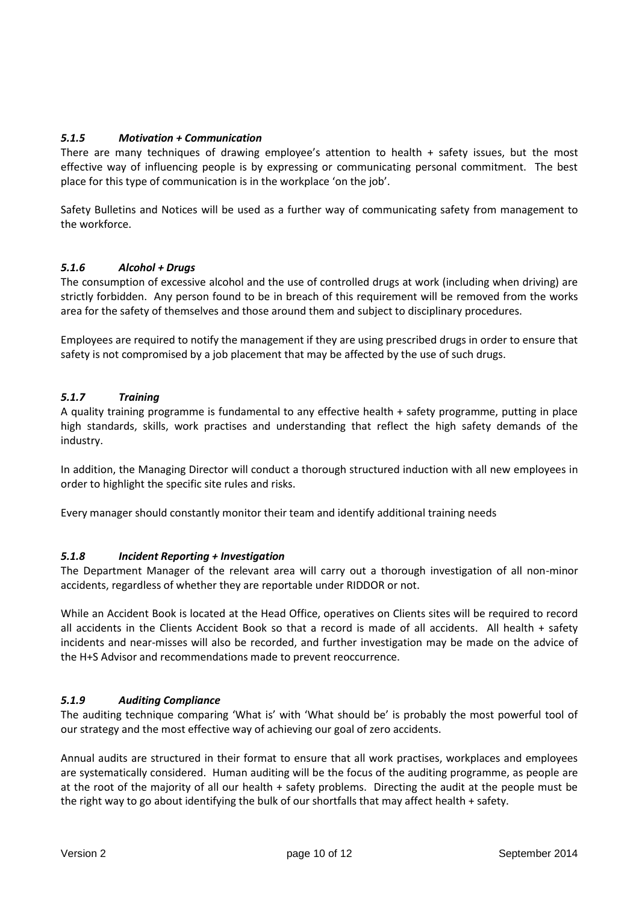### *5.1.5 Motivation + Communication*

There are many techniques of drawing employee's attention to health + safety issues, but the most effective way of influencing people is by expressing or communicating personal commitment. The best place for this type of communication is in the workplace 'on the job'.

Safety Bulletins and Notices will be used as a further way of communicating safety from management to the workforce.

### *5.1.6 Alcohol + Drugs*

The consumption of excessive alcohol and the use of controlled drugs at work (including when driving) are strictly forbidden. Any person found to be in breach of this requirement will be removed from the works area for the safety of themselves and those around them and subject to disciplinary procedures.

Employees are required to notify the management if they are using prescribed drugs in order to ensure that safety is not compromised by a job placement that may be affected by the use of such drugs.

### *5.1.7 Training*

A quality training programme is fundamental to any effective health + safety programme, putting in place high standards, skills, work practises and understanding that reflect the high safety demands of the industry.

In addition, the Managing Director will conduct a thorough structured induction with all new employees in order to highlight the specific site rules and risks.

Every manager should constantly monitor their team and identify additional training needs

### *5.1.8 Incident Reporting + Investigation*

The Department Manager of the relevant area will carry out a thorough investigation of all non-minor accidents, regardless of whether they are reportable under RIDDOR or not.

While an Accident Book is located at the Head Office, operatives on Clients sites will be required to record all accidents in the Clients Accident Book so that a record is made of all accidents. All health + safety incidents and near-misses will also be recorded, and further investigation may be made on the advice of the H+S Advisor and recommendations made to prevent reoccurrence.

### *5.1.9 Auditing Compliance*

The auditing technique comparing 'What is' with 'What should be' is probably the most powerful tool of our strategy and the most effective way of achieving our goal of zero accidents.

Annual audits are structured in their format to ensure that all work practises, workplaces and employees are systematically considered. Human auditing will be the focus of the auditing programme, as people are at the root of the majority of all our health + safety problems. Directing the audit at the people must be the right way to go about identifying the bulk of our shortfalls that may affect health + safety.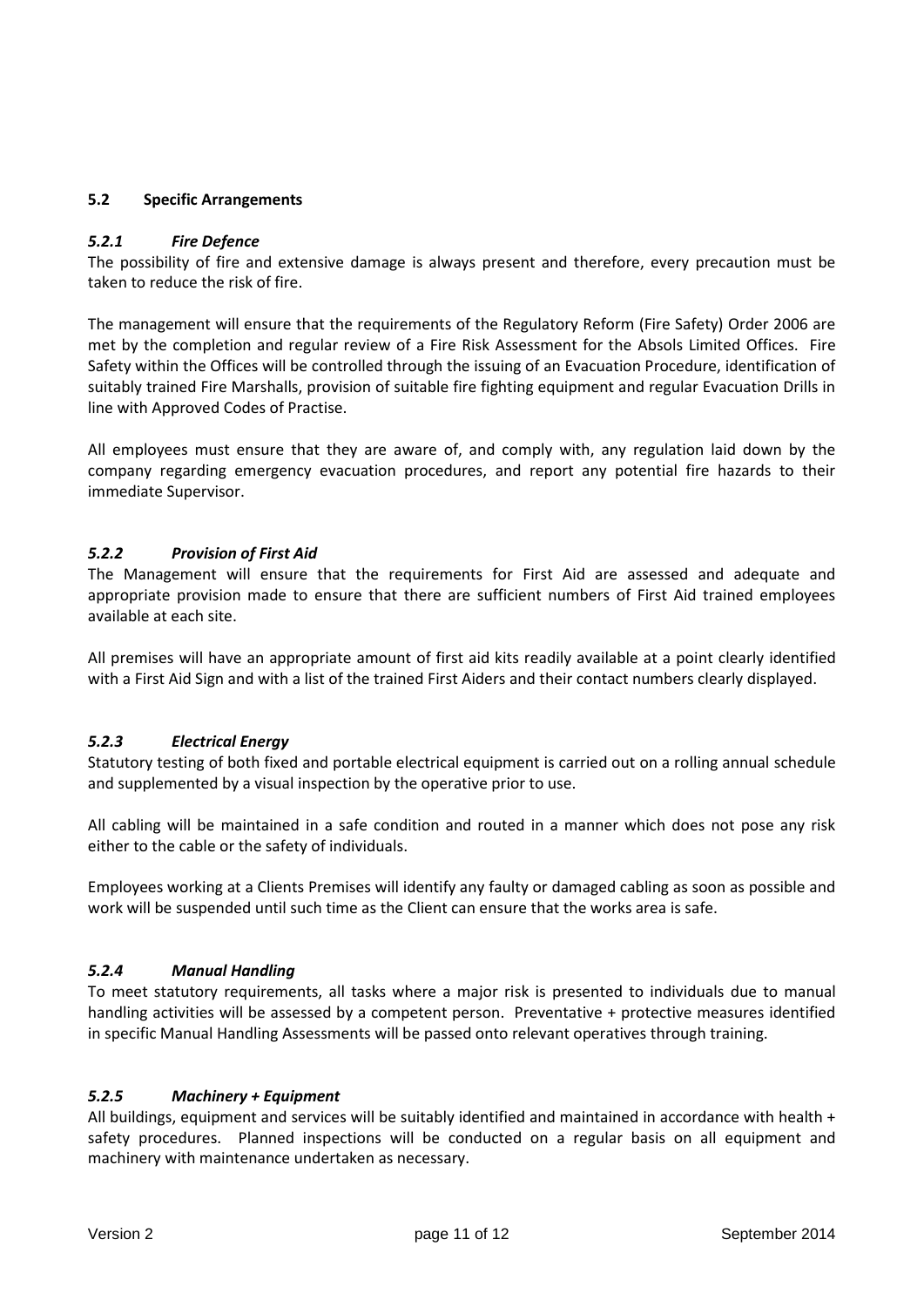## 5.2 Specific Arrangements

### *5.2.1 Fire Defence*

The possibility of fire and extensive damage is always present and therefore, every precaution must be taken to reduce the risk of fire.

The management will ensure that the requirements of the Regulatory Reform (Fire Safety) Order 2006 are met by the completion and regular review of a Fire Risk Assessment for the Absols Limited Offices. Fire Safety within the Offices will be controlled through the issuing of an Evacuation Procedure, identification of suitably trained Fire Marshalls, provision of suitable fire fighting equipment and regular Evacuation Drills in line with Approved Codes of Practise.

All employees must ensure that they are aware of, and comply with, any regulation laid down by the company regarding emergency evacuation procedures, and report any potential fire hazards to their immediate Supervisor.

### *5.2.2 Provision of First Aid*

The Management will ensure that the requirements for First Aid are assessed and adequate and appropriate provision made to ensure that there are sufficient numbers of First Aid trained employees available at each site.

All premises will have an appropriate amount of first aid kits readily available at a point clearly identified with a First Aid Sign and with a list of the trained First Aiders and their contact numbers clearly displayed.

### *5.2.3 Electrical Energy*

Statutory testing of both fixed and portable electrical equipment is carried out on a rolling annual schedule and supplemented by a visual inspection by the operative prior to use.

All cabling will be maintained in a safe condition and routed in a manner which does not pose any risk either to the cable or the safety of individuals.

Employees working at a Clients Premises will identify any faulty or damaged cabling as soon as possible and work will be suspended until such time as the Client can ensure that the works area is safe.

### *5.2.4 Manual Handling*

To meet statutory requirements, all tasks where a major risk is presented to individuals due to manual handling activities will be assessed by a competent person. Preventative + protective measures identified in specific Manual Handling Assessments will be passed onto relevant operatives through training.

### *5.2.5 Machinery + Equipment*

All buildings, equipment and services will be suitably identified and maintained in accordance with health + safety procedures. Planned inspections will be conducted on a regular basis on all equipment and machinery with maintenance undertaken as necessary.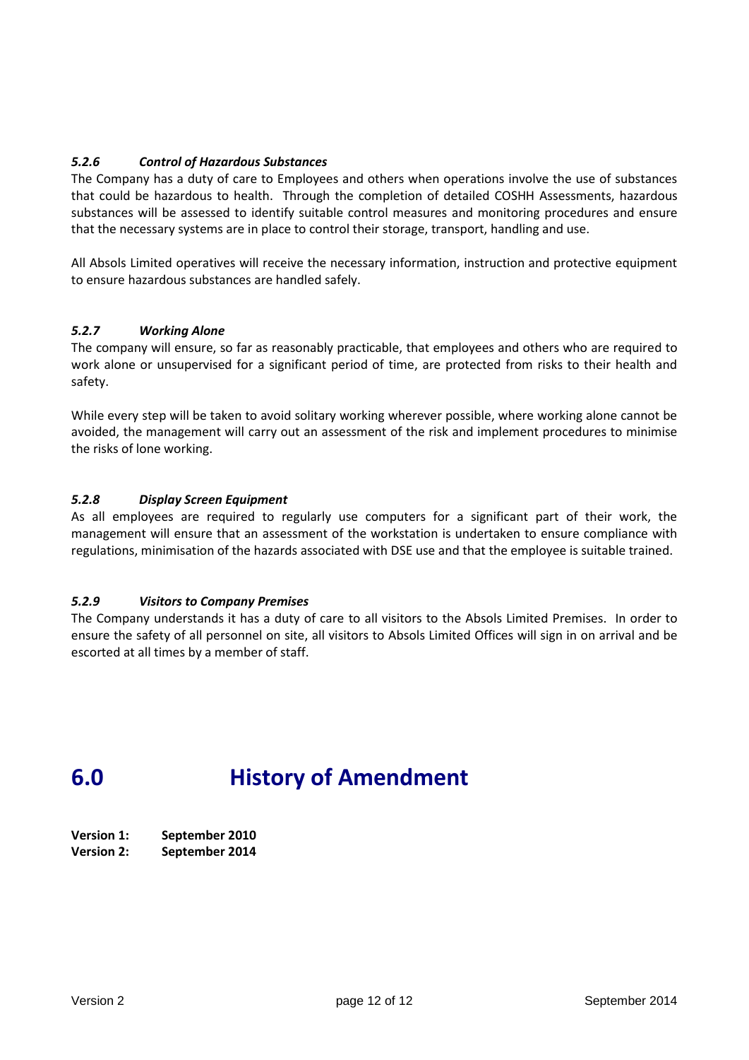#### *5.2.6 Control of Hazardous Substances*

The Company has a duty of care to Employees and others when operations involve the use of substances that could be hazardous to health. Through the completion of detailed COSHH Assessments, hazardous substances will be assessed to identify suitable control measures and monitoring procedures and ensure that the necessary systems are in place to control their storage, transport, handling and use.

All Absols Limited operatives will receive the necessary information, instruction and protective equipment to ensure hazardous substances are handled safely.

#### *5.2.7 Working Alone*

The company will ensure, so far as reasonably practicable, that employees and others who are required to work alone or unsupervised for a significant period of time, are protected from risks to their health and safety.

While every step will be taken to avoid solitary working wherever possible, where working alone cannot be avoided, the management will carry out an assessment of the risk and implement procedures to minimise the risks of lone working.

#### *5.2.8 Display Screen Equipment*

As all employees are required to regularly use computers for a significant part of their work, the management will ensure that an assessment of the workstation is undertaken to ensure compliance with regulations, minimisation of the hazards associated with DSE use and that the employee is suitable trained.

#### *5.2.9 Visitors to Company Premises*

The Company understands it has a duty of care to all visitors to the Absols Limited Premises. In order to ensure the safety of all personnel on site, all visitors to Absols Limited Offices will sign in on arrival and be escorted at all times by a member of staff.

# 6.0 History of Amendment

**Version 1: September 2010**
**Version 2: September 2014**